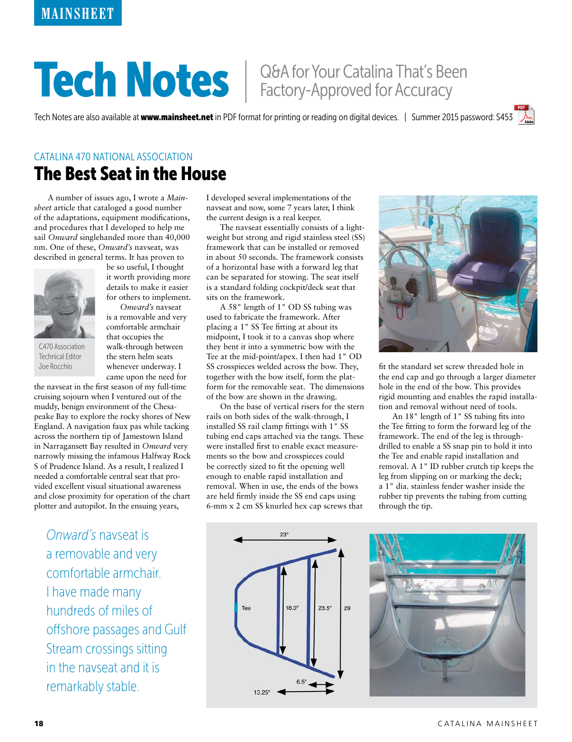# Tech Notes

Q&A for Your Catalina That's Been Factory-Approved for Accuracy

Tech Notes are also available at **www.mainsheet.net** in PDF format for printing or reading on digital devices. | Summer 2015 password: S453

CATALINA 470 NATIONAL ASSOCIATION

## The Best Seat in the House

A number of issues ago, I wrote a *Mainsheet* article that cataloged a good number of the adaptations, equipment modifications, and procedures that I developed to help me sail *Onward* singlehanded more than 40,000 nm. One of these, *Onward's* navseat, was described in general terms. It has proven to be so useful, I thought it worth providing more details to make it easier for others to implement.

C470 Association Technical Editor Joe Rocchio

*Onward's* navseat is a removable and very comfortable armchair that occupies the walk-through between the stern helm seats whenever underway. I came upon the need for the navseat in the first season of my full-time cruising sojourn when I ventured out of the muddy, benign environment of the Chesapeake Bay to explore the rocky shores of New England. A navigation faux pas while tacking across the northern tip of Jamestown Island in Narragansett Bay resulted in *Onward* very narrowly missing the infamous Halfway Rock S of Prudence Island. As a result, I realized I needed a comfortable central seat that provided excellent visual situational awareness and close proximity for operation of the chart plotter and autopilot. In the ensuing years, I developed several implementations of the navseat and now, some 7 years later, I think the current design is a real keeper.

The navseat essentially consists of a lightweight but strong and rigid stainless steel (SS) framework that can be installed or removed in about 50 seconds. The framework consists of a horizontal base with a forward leg that can be separated for stowing. The seat itself is a standard folding cockpit/deck seat that sits on the framework.

A 58" length of 1" OD SS tubing was used to fabricate the framework. After placing a 1" SS Tee fitting at about its midpoint, I took it to a canvas shop where they bent it into a symmetric bow with the Tee at the mid-point/apex. I then had 1" OD SS crosspieces welded across the bow. They, together with the bow itself, form the platform for the removable seat. The dimensions of the bow are shown in the drawing.

On the base of vertical risers for the stern rails on both sides of the walk-through, I installed SS rail clamp fittings with 1" SS tubing end caps attached via the tangs. These were installed first to enable exact measurements so the bow and crosspieces could be correctly sized to fit the opening well enough to enable rapid installation and removal. When in use, the ends of the bows are held firmly inside the SS end caps using 6-mm x 2 cm SS knurled hex cap screws that fit the standard set screw threaded hole in the end cap and go through a larger diameter hole in the end of the bow. This provides rigid mounting and enables the rapid installation and removal without need of tools.

An 18" length of 1" SS tubing fits into the Tee fitting to form the forward leg of the framework. The end of the leg is through-drilled to enable a SS snap pin to hold it into the Tee and enable rapid installation and removal. A 1" ID rubber crutch tip keeps the leg from slipping on or marking the deck; a 1" dia. stainless fender washer inside the rubber tip prevents the tubing from cutting through the tip.

> *Onward's* navseat is a removable and very comfortable armchair. I have made many hundreds of miles of offshore passages and Gulf Stream crossings sitting in the navseat and it is remarkably stable.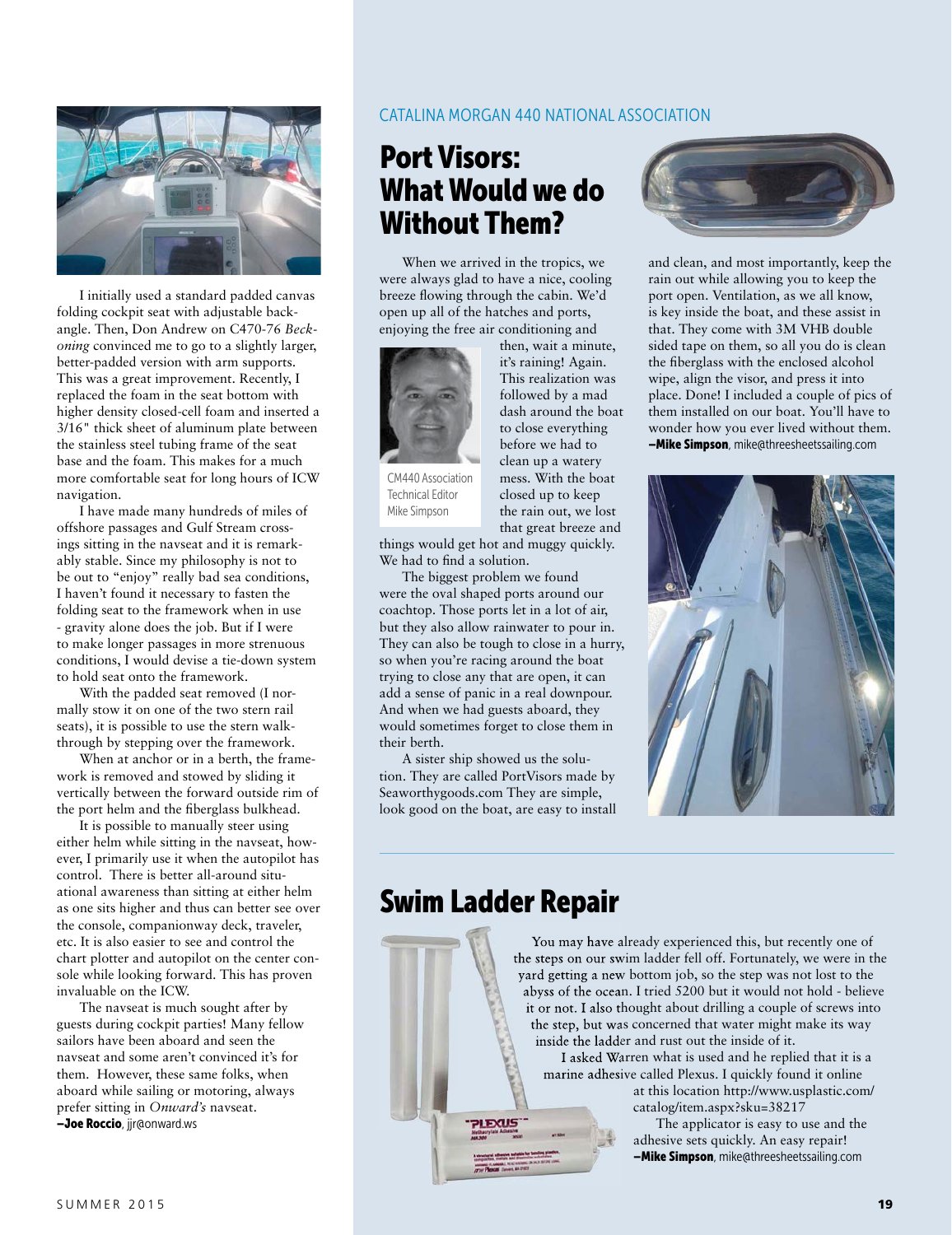I initially used a standard padded canvas folding cockpit seat with adjustable back-angle. Then, Don Andrew on C470-76 *Beckoning* convinced me to go to a slightly larger, better-padded version with arm supports. This was a great improvement. Recently, I replaced the foam in the seat bottom with higher density closed-cell foam and inserted a 3/16" thick sheet of aluminum plate between the stainless steel tubing frame of the seat base and the foam. This makes for a much more comfortable seat for long hours of ICW navigation.

I have made many hundreds of miles of offshore passages and Gulf Stream crossings sitting in the navseat and it is remarkably stable. Since my philosophy is not to be out to "enjoy" really bad sea conditions, I haven't found it necessary to fasten the folding seat to the framework when in use - gravity alone does the job. But if I were to make longer passages in more strenuous conditions, I would devise a tie-down system to hold seat onto the framework.

With the padded seat removed (I normally stow it on one of the two stern rail seats), it is possible to use the stern walk-through by stepping over the framework.

When at anchor or in a berth, the framework is removed and stowed by sliding it vertically between the forward outside rim of the port helm and the fiberglass bulkhead.

It is possible to manually steer using either helm while sitting in the navseat, however, I primarily use it when the autopilot has control. There is better all-around situational awareness than sitting at either helm as one sits higher and thus can better see over the console, companionway deck, traveler, etc. It is also easier to see and control the chart plotter and autopilot on the center console while looking forward. This has proven invaluable on the ICW.

The navseat is much sought after by guests during cockpit parties! Many fellow sailors have been aboard and seen the navseat and some aren't convinced it's for them. However, these same folks, when aboard while sailing or motoring, always prefer sitting in *Onward's* navseat.
**—Joe Roccio**, jjr@onward.ws

CATALINA MORGAN 440 NATIONAL ASSOCIATION

# Port Visors: What Would we do Without Them?

When we arrived in the tropics, we were always glad to have a nice, cooling breeze flowing through the cabin. We'd open up all of the hatches and ports, enjoying the free air conditioning and then, wait a minute, it's raining! Again. This realization was followed by a mad dash around the boat to close everything before we had to clean up a watery mess. With the boat closed up to keep the rain out, we lost that great breeze and things would get hot and muggy quickly. We had to find a solution.

CM440 Association Technical Editor Mike Simpson

The biggest problem we found were the oval shaped ports around our coachtop. Those ports let in a lot of air, but they also allow rainwater to pour in. They can also be tough to close in a hurry, so when you're racing around the boat trying to close any that are open, it can add a sense of panic in a real downpour. And when we had guests aboard, they would sometimes forget to close them in their berth.

A sister ship showed us the solution. They are called PortVisors made by Seaworthygoods.com They are simple, look good on the boat, are easy to install and clean, and most importantly, keep the rain out while allowing you to keep the port open. Ventilation, as we all know, is key inside the boat, and these assist in that. They come with 3M VHB double sided tape on them, so all you do is clean the fiberglass with the enclosed alcohol wipe, align the visor, and press it into place. Done! I included a couple of pics of them installed on our boat. You'll have to wonder how you ever lived without them.
**—Mike Simpson**, mike@threesheetssailing.com

# Swim Ladder Repair

You may have already experienced this, but recently one of the steps on our swim ladder fell off. Fortunately, we were in the yard getting a new bottom job, so the step was not lost to the abyss of the ocean. I tried 5200 but it would not hold - believe it or not. I also thought about drilling a couple of screws into the step, but was concerned that water might make its way inside the ladder and rust out the inside of it.

I asked Warren what is used and he replied that it is a marine adhesive called Plexus. I quickly found it online at this location http://www.usplastic.com/catalog/item.aspx?sku=38217

The applicator is easy to use and the adhesive sets quickly. An easy repair!
**—Mike Simpson**, mike@threesheetssailing.com